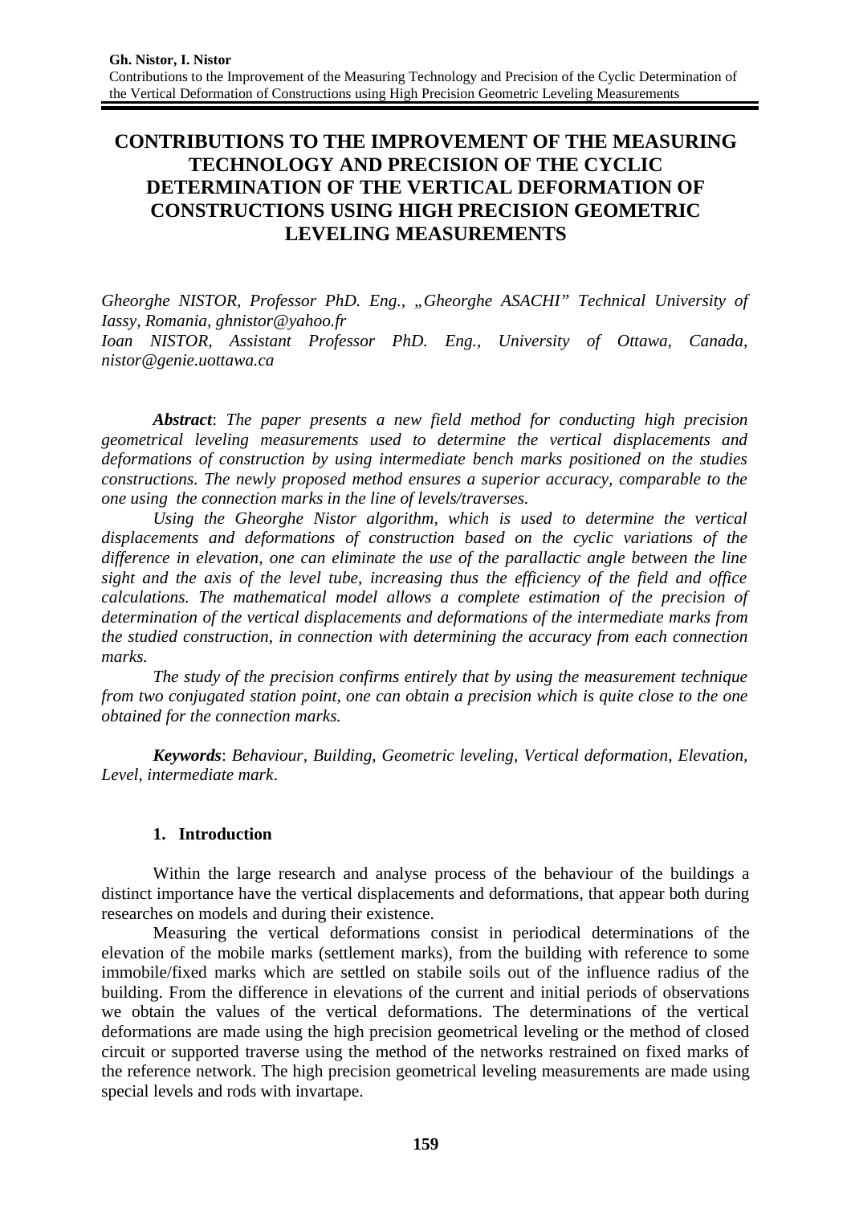# CONTRIBUTIONS TO THE IMPROVEMENT OF THE MEASURING TECHNOLOGY AND PRECISION OF THE CYCLIC DETERMINATION OF THE VERTICAL DEFORMATION OF CONSTRUCTIONS USING HIGH PRECISION GEOMETRIC LEVELING MEASUREMENTS

*Gheorghe NISTOR, Professor PhD. Eng., „Gheorghe ASACHI" Technical University of Iassy, Romania, ghnistor@yahoo.fr*
*Ioan NISTOR, Assistant Professor PhD. Eng., University of Ottawa, Canada, nistor@genie.uottawa.ca*

***Abstract***: *The paper presents a new field method for conducting high precision geometrical leveling measurements used to determine the vertical displacements and deformations of construction by using intermediate bench marks positioned on the studies constructions. The newly proposed method ensures a superior accuracy, comparable to the one using the connection marks in the line of levels/traverses.*

*Using the Gheorghe Nistor algorithm, which is used to determine the vertical displacements and deformations of construction based on the cyclic variations of the difference in elevation, one can eliminate the use of the parallactic angle between the line sight and the axis of the level tube, increasing thus the efficiency of the field and office calculations. The mathematical model allows a complete estimation of the precision of determination of the vertical displacements and deformations of the intermediate marks from the studied construction, in connection with determining the accuracy from each connection marks.*

*The study of the precision confirms entirely that by using the measurement technique from two conjugated station point, one can obtain a precision which is quite close to the one obtained for the connection marks.*

***Keywords***: *Behaviour, Building, Geometric leveling, Vertical deformation, Elevation, Level, intermediate mark*.

## 1. Introduction

Within the large research and analyse process of the behaviour of the buildings a distinct importance have the vertical displacements and deformations, that appear both during researches on models and during their existence.

Measuring the vertical deformations consist in periodical determinations of the elevation of the mobile marks (settlement marks), from the building with reference to some immobile/fixed marks which are settled on stabile soils out of the influence radius of the building. From the difference in elevations of the current and initial periods of observations we obtain the values of the vertical deformations. The determinations of the vertical deformations are made using the high precision geometrical leveling or the method of closed circuit or supported traverse using the method of the networks restrained on fixed marks of the reference network. The high precision geometrical leveling measurements are made using special levels and rods with invartape.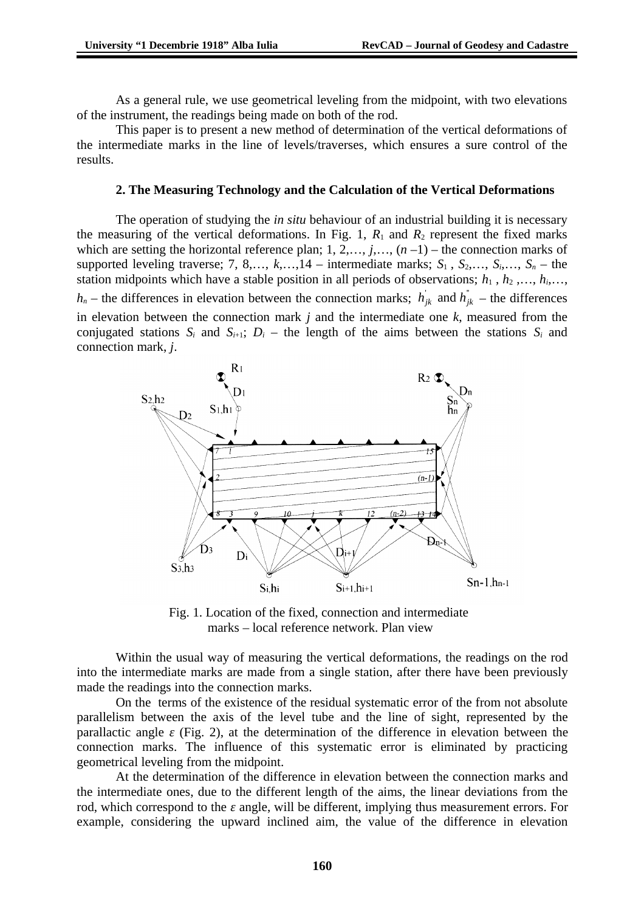As a general rule, we use geometrical leveling from the midpoint, with two elevations of the instrument, the readings being made on both of the rod.

This paper is to present a new method of determination of the vertical deformations of the intermediate marks in the line of levels/traverses, which ensures a sure control of the results.

## 2. The Measuring Technology and the Calculation of the Vertical Deformations

The operation of studying the *in situ* behaviour of an industrial building it is necessary the measuring of the vertical deformations. In Fig. 1, $R_1$ and $R_2$ represent the fixed marks which are setting the horizontal reference plan; 1, 2,…, $j$,…, ($n$ –1) – the connection marks of supported leveling traverse; 7, 8,…, $k$,…,14 – intermediate marks; $S_1$ , $S_2$,…, $S_i$,…, $S_n$ – the station midpoints which have a stable position in all periods of observations; $h_1$ , $h_2$ ,…, $h_i$,…, $h_n$ – the differences in elevation between the connection marks; $h'_{jk}$ and $h''_{jk}$ – the differences in elevation between the connection mark $j$ and the intermediate one $k$, measured from the conjugated stations $S_i$ and $S_{i+1}$; $D_i$ – the length of the aims between the stations $S_i$ and connection mark, $j$.

Fig. 1. Location of the fixed, connection and intermediate marks – local reference network. Plan view

Within the usual way of measuring the vertical deformations, the readings on the rod into the intermediate marks are made from a single station, after there have been previously made the readings into the connection marks.

On the terms of the existence of the residual systematic error of the from not absolute parallelism between the axis of the level tube and the line of sight, represented by the parallactic angle $\varepsilon$ (Fig. 2), at the determination of the difference in elevation between the connection marks. The influence of this systematic error is eliminated by practicing geometrical leveling from the midpoint.

At the determination of the difference in elevation between the connection marks and the intermediate ones, due to the different length of the aims, the linear deviations from the rod, which correspond to the $\varepsilon$ angle, will be different, implying thus measurement errors. For example, considering the upward inclined aim, the value of the difference in elevation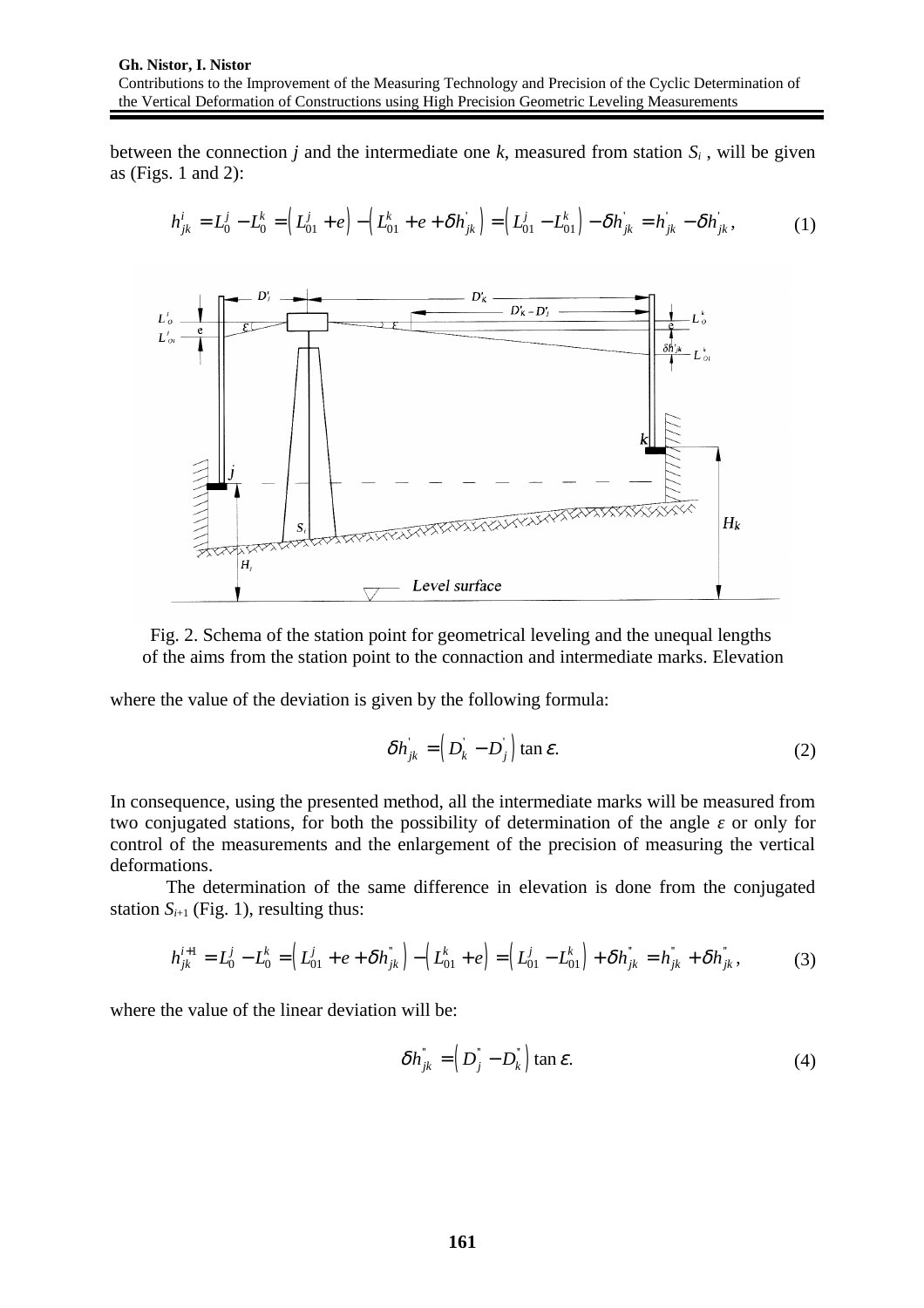between the connection $j$ and the intermediate one $k$, measured from station $S_i$ , will be given as (Figs. 1 and 2):

$$h_{jk}^{i} = L_0^j - L_0^k = \left(L_{01}^j + e\right) - \left(L_{01}^k + e + \delta h_{jk}^{'}\right) = \left(L_{01}^j - L_{01}^k\right) - \delta h_{jk}^{'} = h_{jk}^{'} - \delta h_{jk}^{'}, \tag{1}$$

Fig. 2. Schema of the station point for geometrical leveling and the unequal lengths of the aims from the station point to the connaction and intermediate marks. Elevation

where the value of the deviation is given by the following formula:

$$\delta h_{jk}^{'} = \left(D_k^{'} - D_j^{'}\right) \tan \varepsilon. \tag{2}$$

In consequence, using the presented method, all the intermediate marks will be measured from two conjugated stations, for both the possibility of determination of the angle $\varepsilon$ or only for control of the measurements and the enlargement of the precision of measuring the vertical deformations.

The determination of the same difference in elevation is done from the conjugated station $S_{i+1}$ (Fig. 1), resulting thus:

$$h_{jk}^{i+1} = L_0^j - L_0^k = \left(L_{01}^j + e + \delta h_{jk}^{"}\right) - \left(L_{01}^k + e\right) = \left(L_{01}^j - L_{01}^k\right) + \delta h_{jk}^{"} = h_{jk}^{"} + \delta h_{jk}^{"}, \tag{3}$$

where the value of the linear deviation will be:

$$\delta h_{jk}^{"} = \left(D_j^{"} - D_k^{"}\right) \tan \varepsilon. \tag{4}$$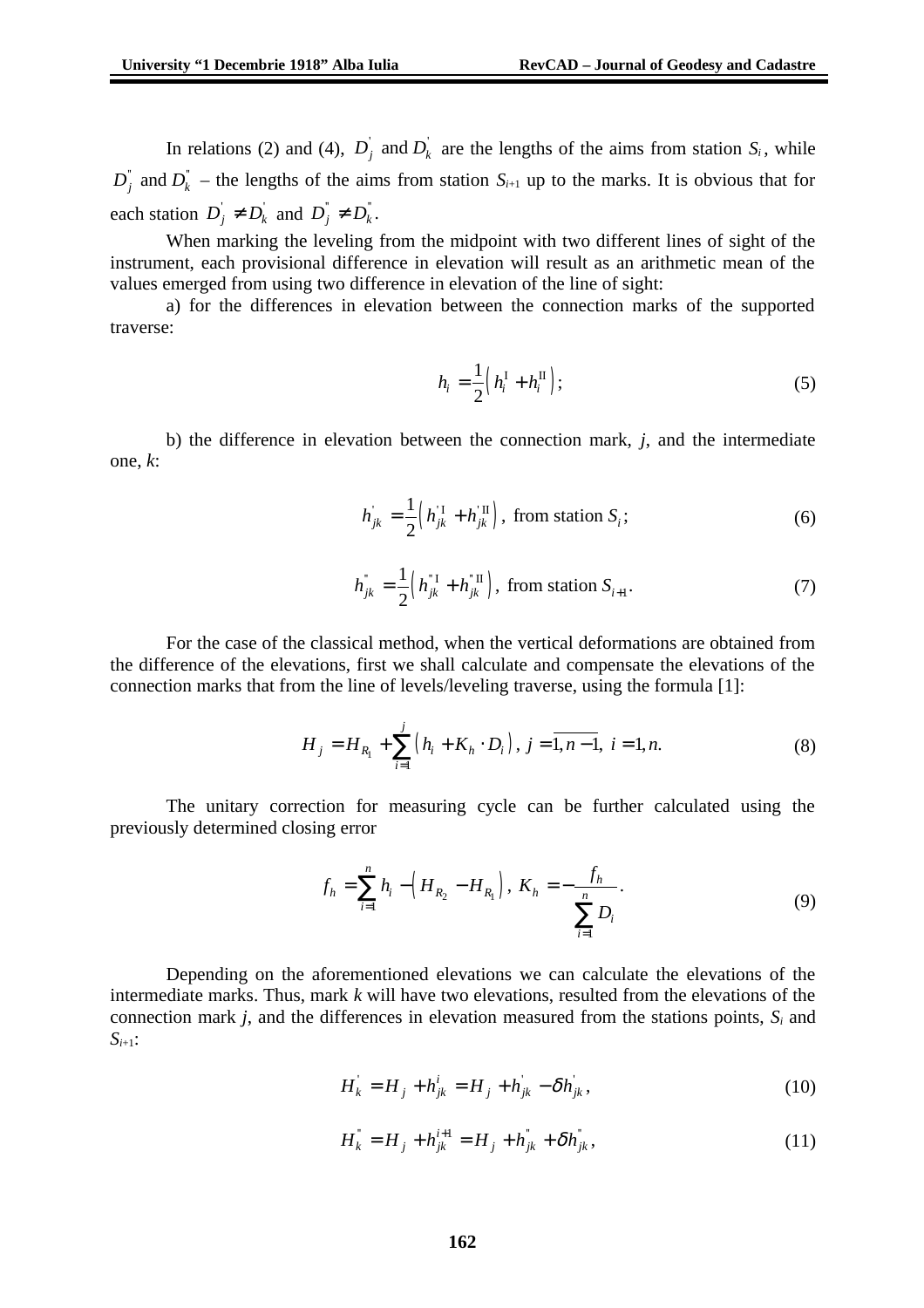In relations (2) and (4), $D_j^{'}$ and $D_k^{'}$ are the lengths of the aims from station $S_i$, while $D_j^{"}$ and $D_k^{"}$ – the lengths of the aims from station $S_{i+1}$ up to the marks. It is obvious that for each station $D_j^{'} \neq D_k^{'}$ and $D_j^{"} \neq D_k^{"}$.

When marking the leveling from the midpoint with two different lines of sight of the instrument, each provisional difference in elevation will result as an arithmetic mean of the values emerged from using two difference in elevation of the line of sight:

a) for the differences in elevation between the connection marks of the supported traverse:

$$h_i = \frac{1}{2}\left(h_i^{\mathrm{I}} + h_i^{\mathrm{II}}\right); \tag{5}$$

b) the difference in elevation between the connection mark, *j*, and the intermediate one, *k*:

$$h_{jk}^{'} = \frac{1}{2}\left(h_{jk}^{'\mathrm{I}} + h_{jk}^{'\mathrm{II}}\right), \text{ from station } S_i; \tag{6}$$

$$h_{jk}^{"} = \frac{1}{2}\left(h_{jk}^{"\mathrm{I}} + h_{jk}^{"\mathrm{II}}\right), \text{ from station } S_{i+1}. \tag{7}$$

For the case of the classical method, when the vertical deformations are obtained from the difference of the elevations, first we shall calculate and compensate the elevations of the connection marks that from the line of levels/leveling traverse, using the formula [1]:

$$H_j = H_{R_1} + \sum_{i=1}^{j}\left(h_i + K_h \cdot D_i\right),\ j = \overline{1, n-1},\ i = 1, n. \tag{8}$$

The unitary correction for measuring cycle can be further calculated using the previously determined closing error

$$f_h = \sum_{i=1}^{n} h_i - \left(H_{R_2} - H_{R_1}\right),\ K_h = -\frac{f_h}{\sum_{i=1}^{n} D_i}. \tag{9}$$

Depending on the aforementioned elevations we can calculate the elevations of the intermediate marks. Thus, mark *k* will have two elevations, resulted from the elevations of the connection mark *j*, and the differences in elevation measured from the stations points, $S_i$ and $S_{i+1}$:

$$H_k^{'} = H_j + h_{jk}^{i} = H_j + h_{jk}^{'} - \delta h_{jk}^{'}, \tag{10}$$

$$H_k^{"} = H_j + h_{jk}^{i+1} = H_j + h_{jk}^{"} + \delta h_{jk}^{"}, \tag{11}$$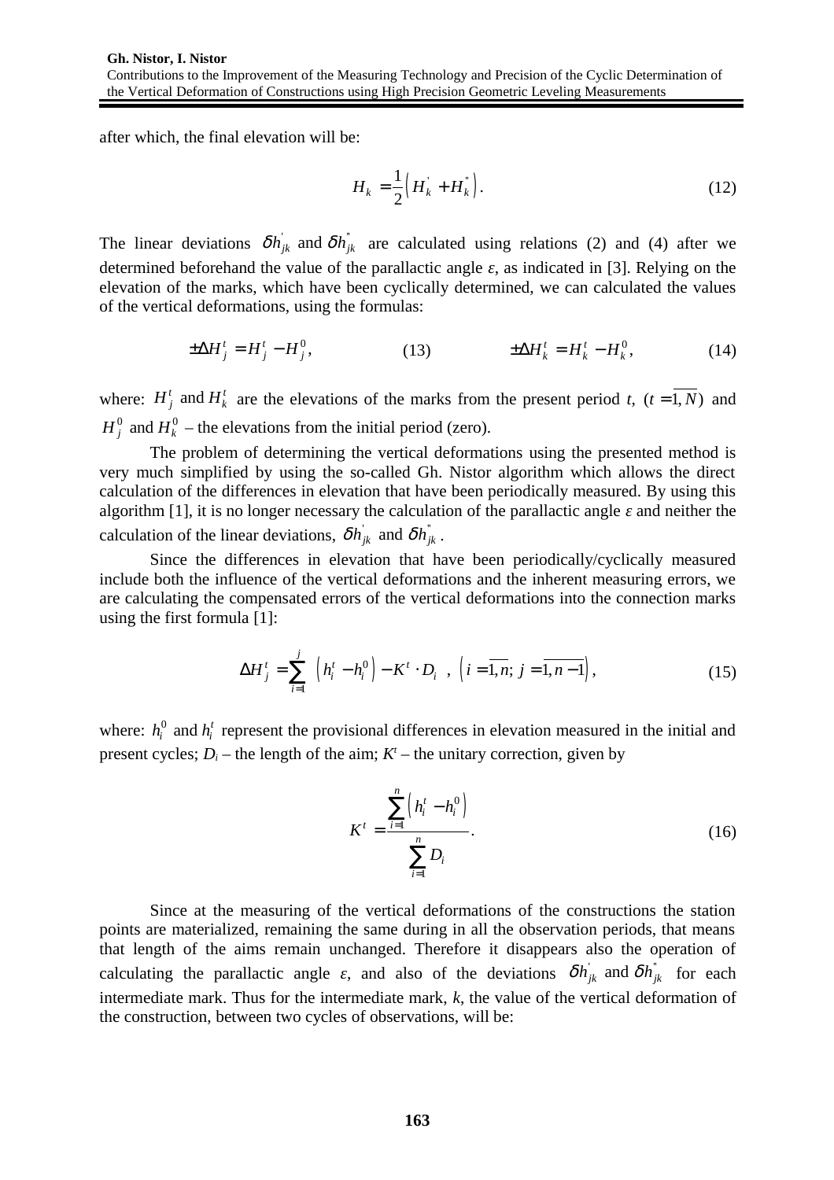after which, the final elevation will be:

$$H_k = \frac{1}{2}\left( H_k^{'} + H_k^{''} \right). \tag{12}$$

The linear deviations $\delta h_{jk}^{'}$ and $\delta h_{jk}^{''}$ are calculated using relations (2) and (4) after we determined beforehand the value of the parallactic angle *ε*, as indicated in [3]. Relying on the elevation of the marks, which have been cyclically determined, we can calculated the values of the vertical deformations, using the formulas:

$$\pm\Delta H_j^t = H_j^t - H_j^0, \tag{13}$$

$$\pm\Delta H_k^t = H_k^t - H_k^0, \tag{14}$$

where: $H_j^t$ and $H_k^t$ are the elevations of the marks from the present period *t*, $(t = \overline{1, N})$ and $H_j^0$ and $H_k^0$ – the elevations from the initial period (zero).

The problem of determining the vertical deformations using the presented method is very much simplified by using the so-called Gh. Nistor algorithm which allows the direct calculation of the differences in elevation that have been periodically measured. By using this algorithm [1], it is no longer necessary the calculation of the parallactic angle *ε* and neither the calculation of the linear deviations, $\delta h_{jk}^{'}$ and $\delta h_{jk}^{''}$.

Since the differences in elevation that have been periodically/cyclically measured include both the influence of the vertical deformations and the inherent measuring errors, we are calculating the compensated errors of the vertical deformations into the connection marks using the first formula [1]:

$$\Delta H_j^t = \sum_{i=1}^{j} \left( h_i^t - h_i^0 \right) - K^t \cdot D_i \;\; , \;\; \left( i = \overline{1, n};\; j = \overline{1, n-1} \right), \tag{15}$$

where: $h_i^0$ and $h_i^t$ represent the provisional differences in elevation measured in the initial and present cycles; $D_i$ – the length of the aim; $K^t$ – the unitary correction, given by

$$K^t = \frac{\sum_{i=1}^{n} \left( h_i^t - h_i^0 \right)}{\sum_{i=1}^{n} D_i}. \tag{16}$$

Since at the measuring of the vertical deformations of the constructions the station points are materialized, remaining the same during in all the observation periods, that means that length of the aims remain unchanged. Therefore it disappears also the operation of calculating the parallactic angle *ε*, and also of the deviations $\delta h_{jk}^{'}$ and $\delta h_{jk}^{''}$ for each intermediate mark. Thus for the intermediate mark, *k*, the value of the vertical deformation of the construction, between two cycles of observations, will be: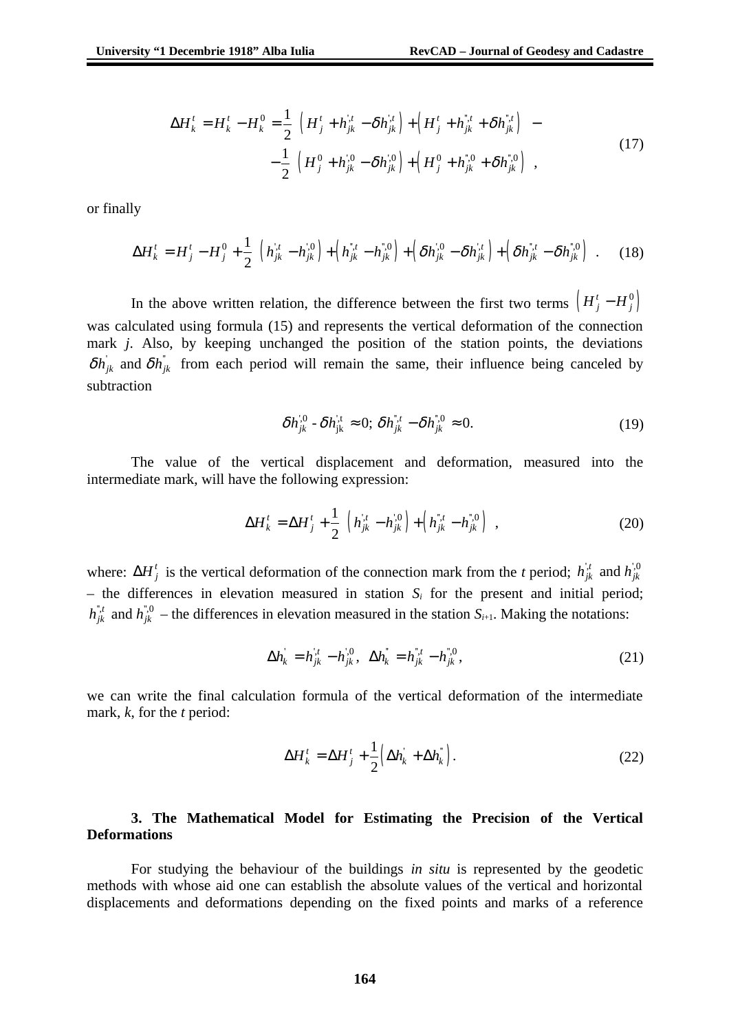$$\Delta H_k^t = H_k^t - H_k^0 = \frac{1}{2}\left[\left(H_j^t + h_{jk}^{',t} - \delta h_{jk}^{',t}\right) + \left(H_j^t + h_{jk}^{",t} + \delta h_{jk}^{",t}\right)\right] - \\ - \frac{1}{2}\left[\left(H_j^0 + h_{jk}^{',0} - \delta h_{jk}^{',0}\right) + \left(H_j^0 + h_{jk}^{",0} + \delta h_{jk}^{",0}\right)\right], \tag{17}$$

or finally

$$\Delta H_k^t = H_j^t - H_j^0 + \frac{1}{2}\left[\left(h_{jk}^{',t} - h_{jk}^{',0}\right) + \left(h_{jk}^{",t} - h_{jk}^{",0}\right) + \left(\delta h_{jk}^{',0} - \delta h_{jk}^{',t}\right) + \left(\delta h_{jk}^{",t} - \delta h_{jk}^{",0}\right)\right]. \tag{18}$$

In the above written relation, the difference between the first two terms $\left(H_j^t - H_j^0\right)$ was calculated using formula (15) and represents the vertical deformation of the connection mark *j*. Also, by keeping unchanged the position of the station points, the deviations $\delta h_{jk}^{'}$ and $\delta h_{jk}^{"}$ from each period will remain the same, their influence being canceled by subtraction

$$\delta h_{jk}^{',0} - \delta h_{jk}^{',t} \approx 0;\ \delta h_{jk}^{",t} - \delta h_{jk}^{",0} \approx 0. \tag{19}$$

The value of the vertical displacement and deformation, measured into the intermediate mark, will have the following expression:

$$\Delta H_k^t = \Delta H_j^t + \frac{1}{2}\left[\left(h_{jk}^{',t} - h_{jk}^{',0}\right) + \left(h_{jk}^{",t} - h_{jk}^{",0}\right)\right], \tag{20}$$

where: $\Delta H_j^t$ is the vertical deformation of the connection mark from the *t* period; $h_{jk}^{',t}$ and $h_{jk}^{',0}$ – the differences in elevation measured in station $S_i$ for the present and initial period; $h_{jk}^{",t}$ and $h_{jk}^{",0}$ – the differences in elevation measured in the station $S_{i+1}$. Making the notations:

$$\Delta h_k^{'} = h_{jk}^{',t} - h_{jk}^{',0},\ \ \Delta h_k^{"} = h_{jk}^{",t} - h_{jk}^{",0}, \tag{21}$$

we can write the final calculation formula of the vertical deformation of the intermediate mark, *k*, for the *t* period:

$$\Delta H_k^t = \Delta H_j^t + \frac{1}{2}\left(\Delta h_k^{'} + \Delta h_k^{"}\right). \tag{22}$$

### 3. The Mathematical Model for Estimating the Precision of the Vertical Deformations

For studying the behaviour of the buildings *in situ* is represented by the geodetic methods with whose aid one can establish the absolute values of the vertical and horizontal displacements and deformations depending on the fixed points and marks of a reference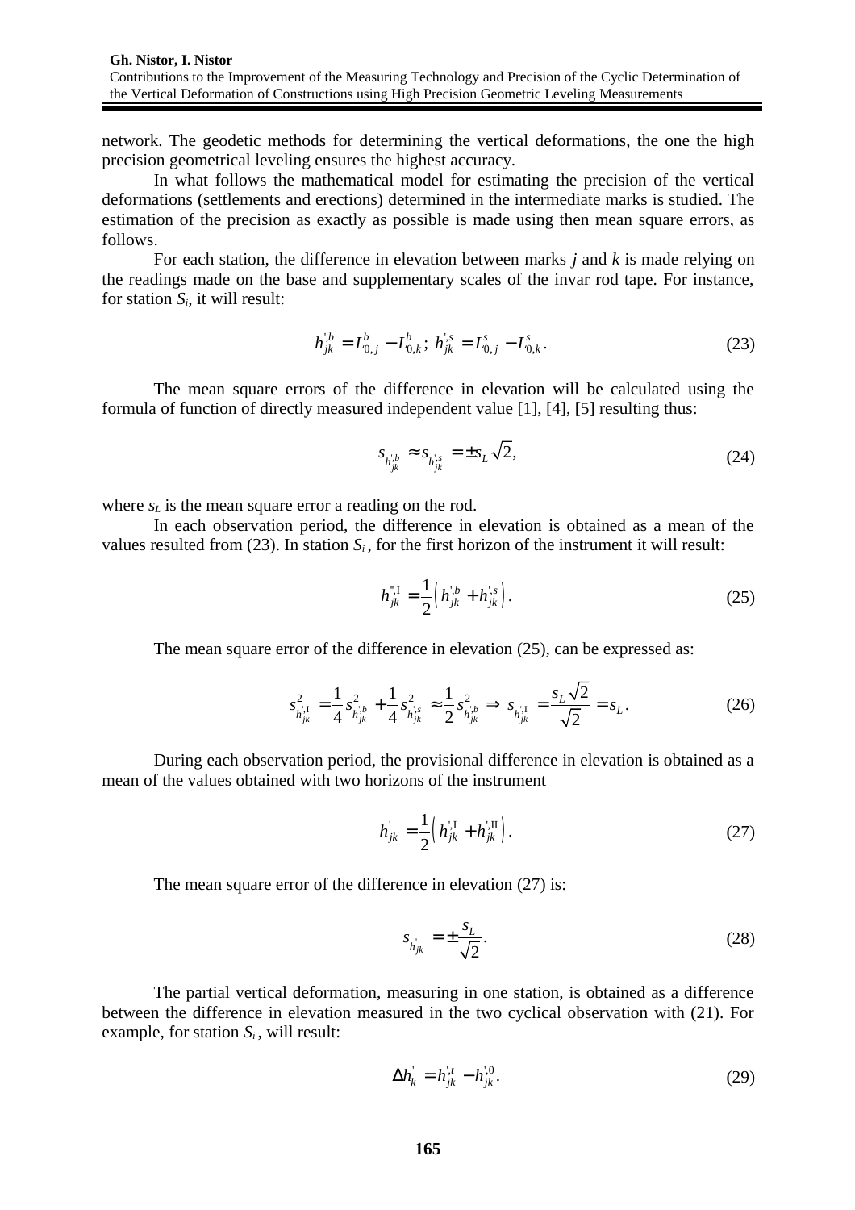network. The geodetic methods for determining the vertical deformations, the one the high precision geometrical leveling ensures the highest accuracy.

In what follows the mathematical model for estimating the precision of the vertical deformations (settlements and erections) determined in the intermediate marks is studied. The estimation of the precision as exactly as possible is made using then mean square errors, as follows.

For each station, the difference in elevation between marks *j* and *k* is made relying on the readings made on the base and supplementary scales of the invar rod tape. For instance, for station $S_i$, it will result:

$$h_{jk}^{',b} = L_{0,j}^{b} - L_{0,k}^{b};\; h_{jk}^{',s} = L_{0,j}^{s} - L_{0,k}^{s}. \tag{23}$$

The mean square errors of the difference in elevation will be calculated using the formula of function of directly measured independent value [1], [4], [5] resulting thus:

$$s_{h_{jk}^{',b}} \approx s_{h_{jk}^{',s}} = \pm s_L \sqrt{2}, \tag{24}$$

where $s_L$ is the mean square error a reading on the rod.

In each observation period, the difference in elevation is obtained as a mean of the values resulted from (23). In station $S_i$, for the first horizon of the instrument it will result:

$$h_{jk}^{",\mathrm{I}} = \frac{1}{2}\left( h_{jk}^{',b} + h_{jk}^{',s} \right). \tag{25}$$

The mean square error of the difference in elevation (25), can be expressed as:

$$s_{h_{jk}^{',\mathrm{I}}}^{2} = \frac{1}{4} s_{h_{jk}^{',b}}^{2} + \frac{1}{4} s_{h_{jk}^{',s}}^{2} \approx \frac{1}{2} s_{h_{jk}^{',b}}^{2} \Rightarrow s_{h_{jk}^{',\mathrm{I}}} = \frac{s_L \sqrt{2}}{\sqrt{2}} = s_L. \tag{26}$$

During each observation period, the provisional difference in elevation is obtained as a mean of the values obtained with two horizons of the instrument

$$h_{jk}^{'} = \frac{1}{2}\left( h_{jk}^{',\mathrm{I}} + h_{jk}^{',\mathrm{II}} \right). \tag{27}$$

The mean square error of the difference in elevation (27) is:

$$s_{h_{jk}^{'}} = \pm \frac{s_L}{\sqrt{2}}. \tag{28}$$

The partial vertical deformation, measuring in one station, is obtained as a difference between the difference in elevation measured in the two cyclical observation with (21). For example, for station $S_i$, will result:

$$\Delta h_{k}^{'} = h_{jk}^{',t} - h_{jk}^{',0}. \tag{29}$$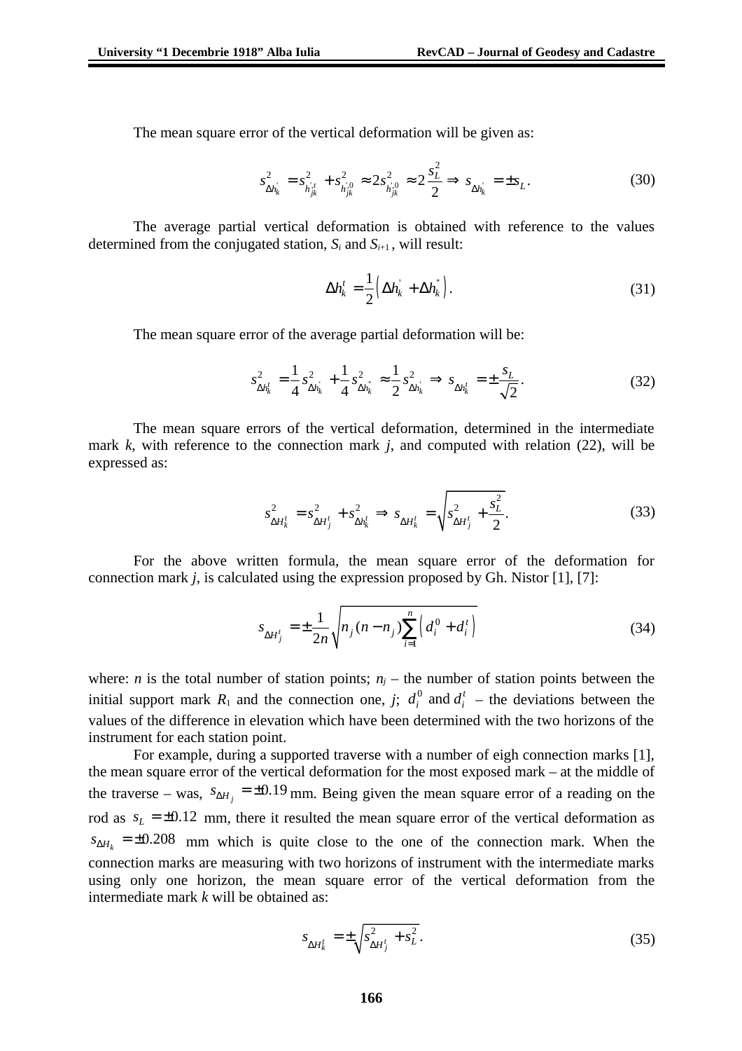The mean square error of the vertical deformation will be given as:

$$s_{\Delta h_k^{'}}^2 = s_{h_{jk}^{'t}}^2 + s_{h_{jk}^{'0}}^2 \approx 2 s_{h_{jk}^{'0}}^2 \approx 2\frac{s_L^2}{2} \Rightarrow s_{\Delta h_k^{'}} = \pm s_L . \tag{30}$$

The average partial vertical deformation is obtained with reference to the values determined from the conjugated station, $S_i$ and $S_{i+1}$, will result:

$$\Delta h_k^t = \frac{1}{2}\left(\Delta h_k^{'} + \Delta h_k^{"}\right). \tag{31}$$

The mean square error of the average partial deformation will be:

$$s_{\Delta h_k^t}^2 = \frac{1}{4} s_{\Delta h_k^{'}}^2 + \frac{1}{4} s_{\Delta h_k^{"}}^2 \approx \frac{1}{2} s_{\Delta h_k^{'}}^2 \Rightarrow s_{\Delta h_k^t} = \pm \frac{s_L}{\sqrt{2}}. \tag{32}$$

The mean square errors of the vertical deformation, determined in the intermediate mark *k*, with reference to the connection mark *j*, and computed with relation (22), will be expressed as:

$$s_{\Delta H_k^t}^2 = s_{\Delta H_j^t}^2 + s_{\Delta h_k^t}^2 \Rightarrow s_{\Delta H_k^t} = \sqrt{s_{\Delta H_j^t}^2 + \frac{s_L^2}{2}}. \tag{33}$$

For the above written formula, the mean square error of the deformation for connection mark *j*, is calculated using the expression proposed by Gh. Nistor [1], [7]:

$$s_{\Delta H_j^t} = \pm \frac{1}{2n}\sqrt{n_j (n - n_j)\sum_{i=1}^{n}\left(d_i^0 + d_i^t\right)} \tag{34}$$

where: *n* is the total number of station points; $n_j$ – the number of station points between the initial support mark $R_1$ and the connection one, *j*; $d_i^0$ and $d_i^t$ – the deviations between the values of the difference in elevation which have been determined with the two horizons of the instrument for each station point.

For example, during a supported traverse with a number of eigh connection marks [1], the mean square error of the vertical deformation for the most exposed mark – at the middle of the traverse – was, $s_{\Delta H_j} = \pm 0.19$ mm. Being given the mean square error of a reading on the rod as $s_L = \pm 0.12$ mm, there it resulted the mean square error of the vertical deformation as $s_{\Delta H_k} = \pm 0.208$ mm which is quite close to the one of the connection mark. When the connection marks are measuring with two horizons of instrument with the intermediate marks using only one horizon, the mean square error of the vertical deformation from the intermediate mark *k* will be obtained as:

$$s_{\Delta H_k^t} = \pm\sqrt{s_{\Delta H_j^t}^2 + s_L^2}. \tag{35}$$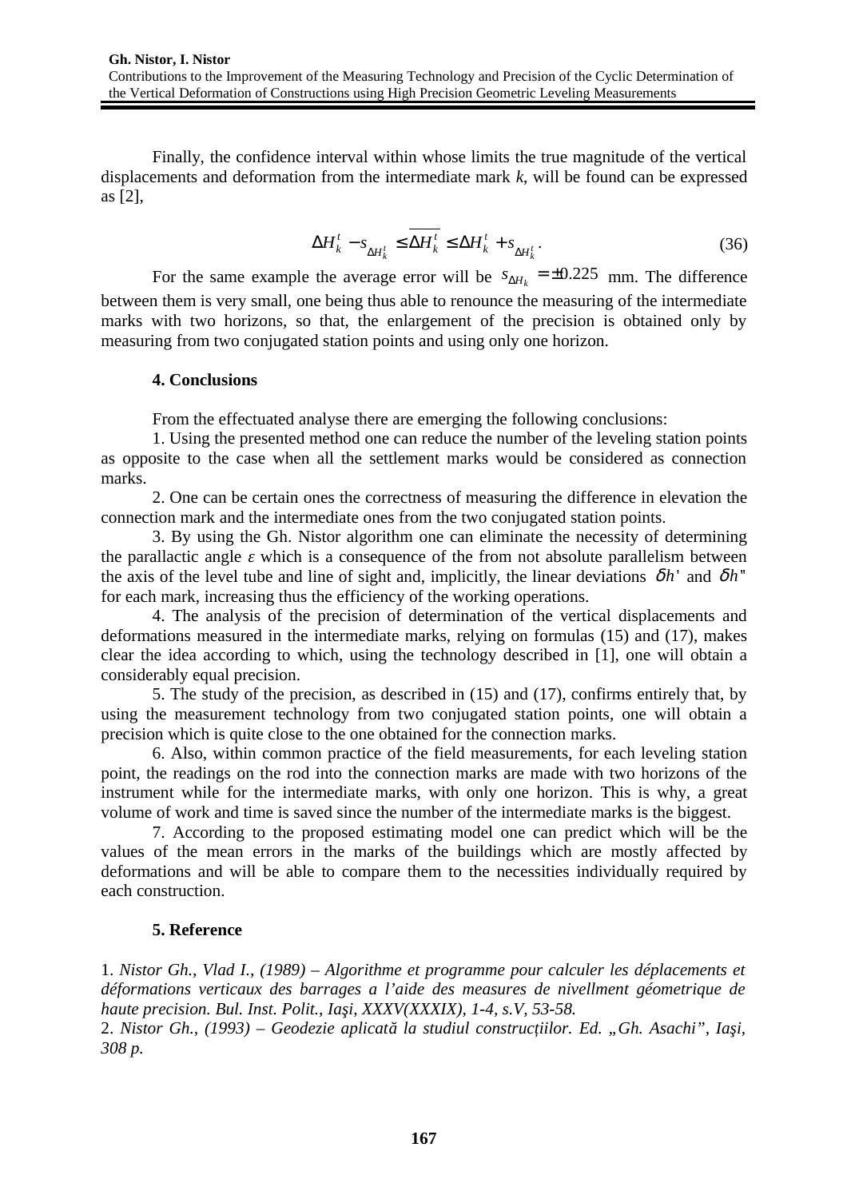Finally, the confidence interval within whose limits the true magnitude of the vertical displacements and deformation from the intermediate mark *k*, will be found can be expressed as [2],

$$\Delta H_k^t - s_{\Delta H_k^t} \leq \overline{\Delta H_k^t} \leq \Delta H_k^t + s_{\Delta H_k^t}. \tag{36}$$

For the same example the average error will be $s_{\Delta H_k} = \pm 0.225$ mm. The difference between them is very small, one being thus able to renounce the measuring of the intermediate marks with two horizons, so that, the enlargement of the precision is obtained only by measuring from two conjugated station points and using only one horizon.

## 4. Conclusions

From the effectuated analyse there are emerging the following conclusions:

1. Using the presented method one can reduce the number of the leveling station points as opposite to the case when all the settlement marks would be considered as connection marks.

2. One can be certain ones the correctness of measuring the difference in elevation the connection mark and the intermediate ones from the two conjugated station points.

3. By using the Gh. Nistor algorithm one can eliminate the necessity of determining the parallactic angle $\varepsilon$ which is a consequence of the from not absolute parallelism between the axis of the level tube and line of sight and, implicitly, the linear deviations $\delta h'$ and $\delta h''$ for each mark, increasing thus the efficiency of the working operations.

4. The analysis of the precision of determination of the vertical displacements and deformations measured in the intermediate marks, relying on formulas (15) and (17), makes clear the idea according to which, using the technology described in [1], one will obtain a considerably equal precision.

5. The study of the precision, as described in (15) and (17), confirms entirely that, by using the measurement technology from two conjugated station points, one will obtain a precision which is quite close to the one obtained for the connection marks.

6. Also, within common practice of the field measurements, for each leveling station point, the readings on the rod into the connection marks are made with two horizons of the instrument while for the intermediate marks, with only one horizon. This is why, a great volume of work and time is saved since the number of the intermediate marks is the biggest.

7. According to the proposed estimating model one can predict which will be the values of the mean errors in the marks of the buildings which are mostly affected by deformations and will be able to compare them to the necessities individually required by each construction.

## 5. Reference

1. *Nistor Gh., Vlad I., (1989) – Algorithme et programme pour calculer les déplacements et déformations verticaux des barrages a l'aide des measures de nivellment géometrique de haute precision. Bul. Inst. Polit., Iaşi, XXXV(XXXIX), 1-4, s.V, 53-58.*

2. *Nistor Gh., (1993) – Geodezie aplicată la studiul construcţiilor. Ed. „Gh. Asachi", Iaşi, 308 p.*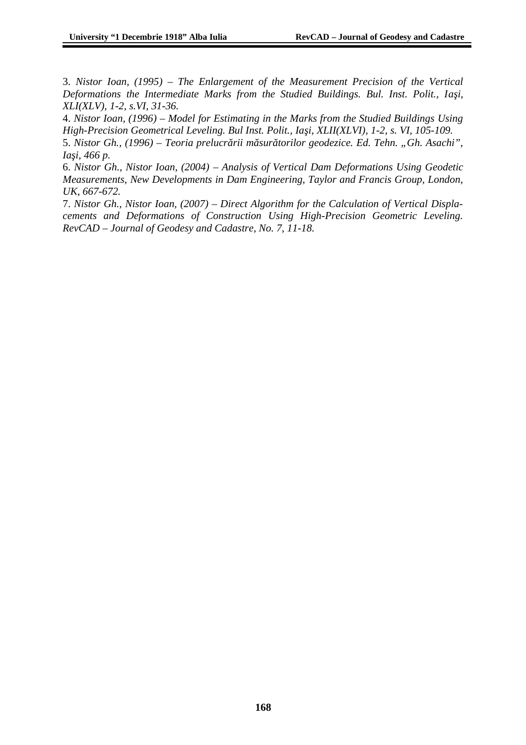3. *Nistor Ioan, (1995) – The Enlargement of the Measurement Precision of the Vertical Deformations the Intermediate Marks from the Studied Buildings. Bul. Inst. Polit., Iaşi, XLI(XLV), 1-2, s.VI, 31-36.*

4. *Nistor Ioan, (1996) – Model for Estimating in the Marks from the Studied Buildings Using High-Precision Geometrical Leveling. Bul Inst. Polit., Iaşi, XLII(XLVI), 1-2, s. VI, 105-109.*

5. *Nistor Gh., (1996) – Teoria prelucrării măsurătorilor geodezice. Ed. Tehn. „Gh. Asachi", Iaşi, 466 p.*

6. *Nistor Gh., Nistor Ioan, (2004) – Analysis of Vertical Dam Deformations Using Geodetic Measurements, New Developments in Dam Engineering, Taylor and Francis Group, London, UK, 667-672.*

7. *Nistor Gh., Nistor Ioan, (2007) – Direct Algorithm for the Calculation of Vertical Displacements and Deformations of Construction Using High-Precision Geometric Leveling. RevCAD – Journal of Geodesy and Cadastre, No. 7, 11-18.*